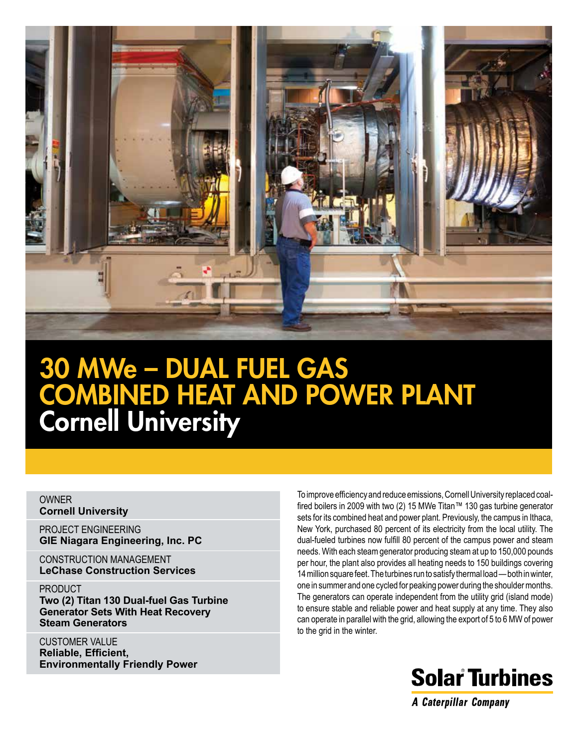# 30 MWe – DUAL FUEL GAS COMBINED HEAT AND POWER PLANT

## Cornell University

OWNER
**Cornell University**

PROJECT ENGINEERING
**GIE Niagara Engineering, Inc. PC**

CONSTRUCTION MANAGEMENT
**LeChase Construction Services**

PRODUCT
**Two (2) Titan 130 Dual-fuel Gas Turbine Generator Sets With Heat Recovery Steam Generators**

CUSTOMER VALUE
**Reliable, Efficient, Environmentally Friendly Power**

To improve efficiency and reduce emissions, Cornell University replaced coal-fired boilers in 2009 with two (2) 15 MWe Titan™ 130 gas turbine generator sets for its combined heat and power plant. Previously, the campus in Ithaca, New York, purchased 80 percent of its electricity from the local utility. The dual-fueled turbines now fulfill 80 percent of the campus power and steam needs. With each steam generator producing steam at up to 150,000 pounds per hour, the plant also provides all heating needs to 150 buildings covering 14 million square feet. The turbines run to satisfy thermal load — both in winter, one in summer and one cycled for peaking power during the shoulder months. The generators can operate independent from the utility grid (island mode) to ensure stable and reliable power and heat supply at any time. They also can operate in parallel with the grid, allowing the export of 5 to 6 MW of power to the grid in the winter.

**Solar Turbines**
*A Caterpillar Company*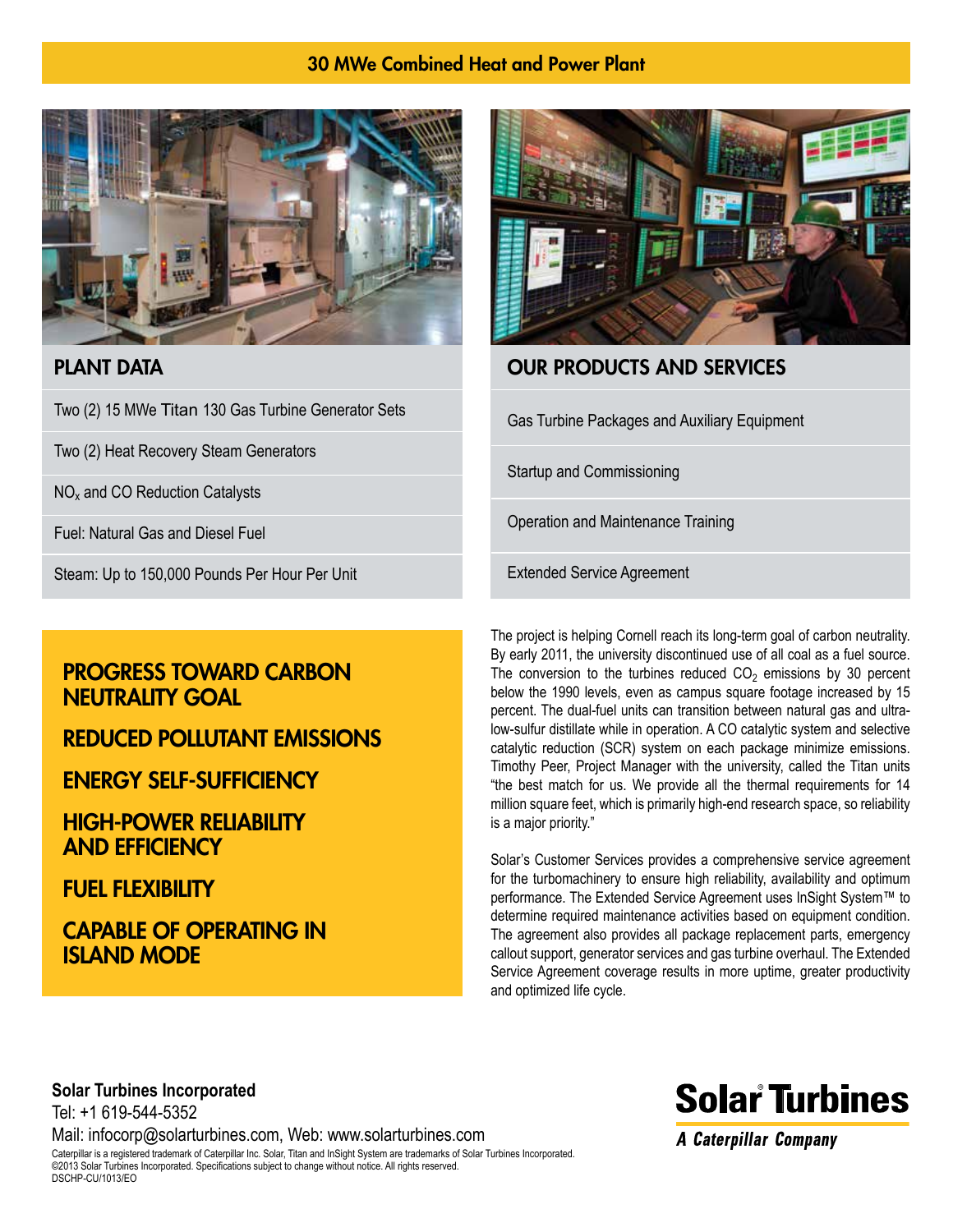# 30 MWe Combined Heat and Power Plant

## PLANT DATA

- Two (2) 15 MWe Titan 130 Gas Turbine Generator Sets
- Two (2) Heat Recovery Steam Generators
- $NO_x$ and CO Reduction Catalysts
- Fuel: Natural Gas and Diesel Fuel
- Steam: Up to 150,000 Pounds Per Hour Per Unit

## OUR PRODUCTS AND SERVICES

- Gas Turbine Packages and Auxiliary Equipment
- Startup and Commissioning
- Operation and Maintenance Training
- Extended Service Agreement

**PROGRESS TOWARD CARBON NEUTRALITY GOAL**

**REDUCED POLLUTANT EMISSIONS**

**ENERGY SELF-SUFFICIENCY**

**HIGH-POWER RELIABILITY AND EFFICIENCY**

**FUEL FLEXIBILITY**

**CAPABLE OF OPERATING IN ISLAND MODE**

The project is helping Cornell reach its long-term goal of carbon neutrality. By early 2011, the university discontinued use of all coal as a fuel source. The conversion to the turbines reduced $CO_2$ emissions by 30 percent below the 1990 levels, even as campus square footage increased by 15 percent. The dual-fuel units can transition between natural gas and ultra-low-sulfur distillate while in operation. A CO catalytic system and selective catalytic reduction (SCR) system on each package minimize emissions. Timothy Peer, Project Manager with the university, called the Titan units "the best match for us. We provide all the thermal requirements for 14 million square feet, which is primarily high-end research space, so reliability is a major priority."

Solar's Customer Services provides a comprehensive service agreement for the turbomachinery to ensure high reliability, availability and optimum performance. The Extended Service Agreement uses InSight System™ to determine required maintenance activities based on equipment condition. The agreement also provides all package replacement parts, emergency callout support, generator services and gas turbine overhaul. The Extended Service Agreement coverage results in more uptime, greater productivity and optimized life cycle.

**Solar Turbines Incorporated**
Tel: +1 619-544-5352
Mail: infocorp@solarturbines.com, Web: www.solarturbines.com

Caterpillar is a registered trademark of Caterpillar Inc. Solar, Titan and InSight System are trademarks of Solar Turbines Incorporated.
©2013 Solar Turbines Incorporated. Specifications subject to change without notice. All rights reserved.
DSCHP-CU/1013/EO

**Solar Turbines**
*A Caterpillar Company*